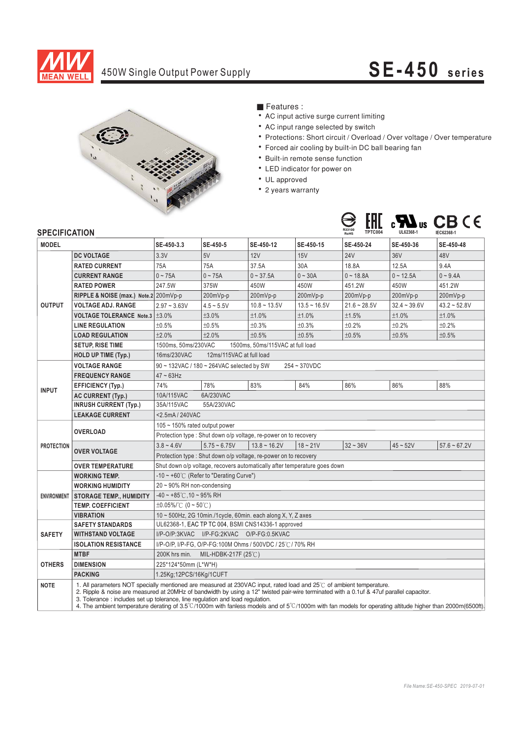# 450W Single Output Power Supply

# SE-450 series

■ Features :

- AC input active surge current limiting
- AC input range selected by switch
- Protections: Short circuit / Overload / Over voltage / Over temperature
- Forced air cooling by built-in DC ball bearing fan
- Built-in remote sense function
- LED indicator for power on
- UL approved
- 2 years warranty

R33100 RoHS TPTC004 UL62368-1 IEC62368-1

## SPECIFICATION

| MODEL | | SE-450-3.3 | SE-450-5 | SE-450-12 | SE-450-15 | SE-450-24 | SE-450-36 | SE-450-48 |
|---|---|---|---|---|---|---|---|---|
| OUTPUT | DC VOLTAGE | 3.3V | 5V | 12V | 15V | 24V | 36V | 48V |
| | RATED CURRENT | 75A | 75A | 37.5A | 30A | 18.8A | 12.5A | 9.4A |
| | CURRENT RANGE | 0 ~ 75A | 0 ~ 75A | 0 ~ 37.5A | 0 ~ 30A | 0 ~ 18.8A | 0 ~ 12.5A | 0 ~ 9.4A |
| | RATED POWER | 247.5W | 375W | 450W | 450W | 451.2W | 450W | 451.2W |
| | RIPPLE & NOISE (max.) Note.2 | 200mVp-p | 200mVp-p | 200mVp-p | 200mVp-p | 200mVp-p | 200mVp-p | 200mVp-p |
| | VOLTAGE ADJ. RANGE | 2.97 ~ 3.63V | 4.5 ~ 5.5V | 10.8 ~ 13.5V | 13.5 ~ 16.5V | 21.6 ~ 28.5V | 32.4 ~ 39.6V | 43.2 ~ 52.8V |
| | VOLTAGE TOLERANCE Note.3 | ±3.0% | ±3.0% | ±1.0% | ±1.0% | ±1.5% | ±1.0% | ±1.0% |
| | LINE REGULATION | ±0.5% | ±0.5% | ±0.3% | ±0.3% | ±0.2% | ±0.2% | ±0.2% |
| | LOAD REGULATION | ±2.0% | ±2.0% | ±0.5% | ±0.5% | ±0.5% | ±0.5% | ±0.5% |
| | SETUP, RISE TIME | 1500ms, 50ms/230VAC 1500ms, 50ms/115VAC at full load | | | | | | |
| | HOLD UP TIME (Typ.) | 16ms/230VAC 12ms/115VAC at full load | | | | | | |
| INPUT | VOLTAGE RANGE | 90 ~ 132VAC / 180 ~ 264VAC selected by SW 254 ~ 370VDC | | | | | | |
| | FREQUENCY RANGE | 47 ~ 63Hz | | | | | | |
| | EFFICIENCY (Typ.) | 74% | 78% | 83% | 84% | 86% | 86% | 88% |
| | AC CURRENT (Typ.) | 10A/115VAC 6A/230VAC | | | | | | |
| | INRUSH CURRENT (Typ.) | 35A/115VAC 55A/230VAC | | | | | | |
| | LEAKAGE CURRENT | <2.5mA / 240VAC | | | | | | |
| PROTECTION | OVERLOAD | 105 ~ 150% rated output power | | | | | | |
| | | Protection type : Shut down o/p voltage, re-power on to recovery | | | | | | |
| | OVER VOLTAGE | 3.8 ~ 4.6V | 5.75 ~ 6.75V | 13.8 ~ 16.2V | 18 ~ 21V | 32 ~ 36V | 45 ~ 52V | 57.6 ~ 67.2V |
| | | Protection type : Shut down o/p voltage, re-power on to recovery | | | | | | |
| | OVER TEMPERATURE | Shut down o/p voltage, recovers automatically after temperature goes down | | | | | | |
| ENVIRONMENT | WORKING TEMP. | -10 ~ +60℃ (Refer to "Derating Curve") | | | | | | |
| | WORKING HUMIDITY | 20 ~ 90% RH non-condensing | | | | | | |
| | STORAGE TEMP., HUMIDITY | -40 ~ +85℃, 10 ~ 95% RH | | | | | | |
| | TEMP. COEFFICIENT | ±0.05%/℃ (0 ~ 50℃) | | | | | | |
| | VIBRATION | 10 ~ 500Hz, 2G 10min./1cycle, 60min. each along X, Y, Z axes | | | | | | |
| SAFETY | SAFETY STANDARDS | UL62368-1, EAC TP TC 004, BSMI CNS14336-1 approved | | | | | | |
| | WITHSTAND VOLTAGE | I/P-O/P:3KVAC I/P-FG:2KVAC O/P-FG:0.5KVAC | | | | | | |
| | ISOLATION RESISTANCE | I/P-O/P, I/P-FG, O/P-FG:100M Ohms / 500VDC / 25℃ / 70% RH | | | | | | |
| OTHERS | MTBF | 200K hrs min. MIL-HDBK-217F (25℃) | | | | | | |
| | DIMENSION | 225*124*50mm (L*W*H) | | | | | | |
| | PACKING | 1.25Kg;12PCS/16Kg/1CUFT | | | | | | |
| NOTE | 1. All parameters NOT specially mentioned are measured at 230VAC input, rated load and 25℃ of ambient temperature.<br>2. Ripple & noise are measured at 20MHz of bandwidth by using a 12" twisted pair-wire terminated with a 0.1uf & 47uf parallel capacitor.<br>3. Tolerance : includes set up tolerance, line regulation and load regulation.<br>4. The ambient temperature derating of 3.5℃/1000m with fanless models and of 5℃/1000m with fan models for operating altitude higher than 2000m(6500ft). | | | | | | | |

File Name:SE-450-SPEC 2019-07-01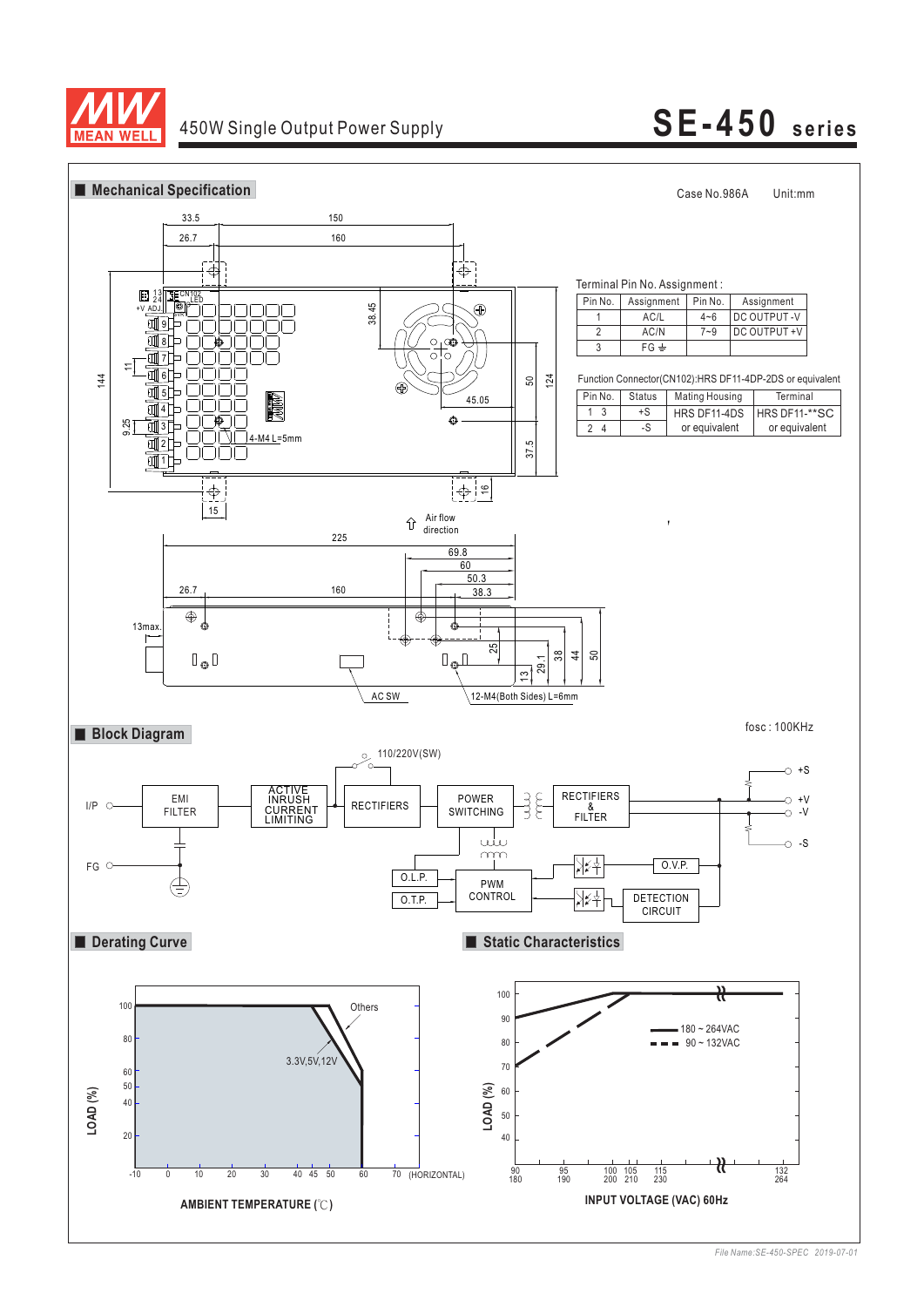450W Single Output Power Supply

# SE-450 series

## Mechanical Specification

Case No.986A Unit:mm

33.5
150
26.7
160
13
24
CN102
LED
+V ADJ.
9
8
7
6
5
4
3
2
1
38.45
45.05
50
124
144
11
9.25
4-M4 L=5mm
37.5
15
16
Air flow direction
225
69.8
60
50.3
38.3
26.7
160
13max.
25
13
29.1
38
44
50
AC SW
12-M4(Both Sides) L=6mm

Terminal Pin No. Assignment :

| Pin No. | Assignment | Pin No. | Assignment |
|---|---|---|---|
| 1 | AC/L | 4~6 | DC OUTPUT -V |
| 2 | AC/N | 7~9 | DC OUTPUT +V |
| 3 | FG ⏚ | | |

Function Connector(CN102):HRS DF11-4DP-2DS or equivalent

| Pin No. | Status | Mating Housing | Terminal |
|---|---|---|---|
| 1 3 | +S | HRS DF11-4DS or equivalent | HRS DF11-**SC or equivalent |
| 2 4 | -S | | |

## Block Diagram

fosc : 100KHz

110/220V(SW)
I/P
EMI FILTER
ACTIVE INRUSH CURRENT LIMITING
RECTIFIERS
POWER SWITCHING
RECTIFIERS & FILTER
+S
+V
-V
-S
FG
O.L.P.
O.T.P.
PWM CONTROL
O.V.P.
DETECTION CIRCUIT

## Derating Curve

LOAD (%)
100
80
60
50
40
20
Others
3.3V,5V,12V
-10
0
10
20
30
40
45
50
60
70 (HORIZONTAL)
AMBIENT TEMPERATURE (℃)

## Static Characteristics

LOAD (%)
100
90
80
70
60
50
40
180 ~ 264VAC
90 ~ 132VAC
90 180
95 190
100 200
105 210
115 230
132 264
INPUT VOLTAGE (VAC) 60Hz

File Name:SE-450-SPEC 2019-07-01